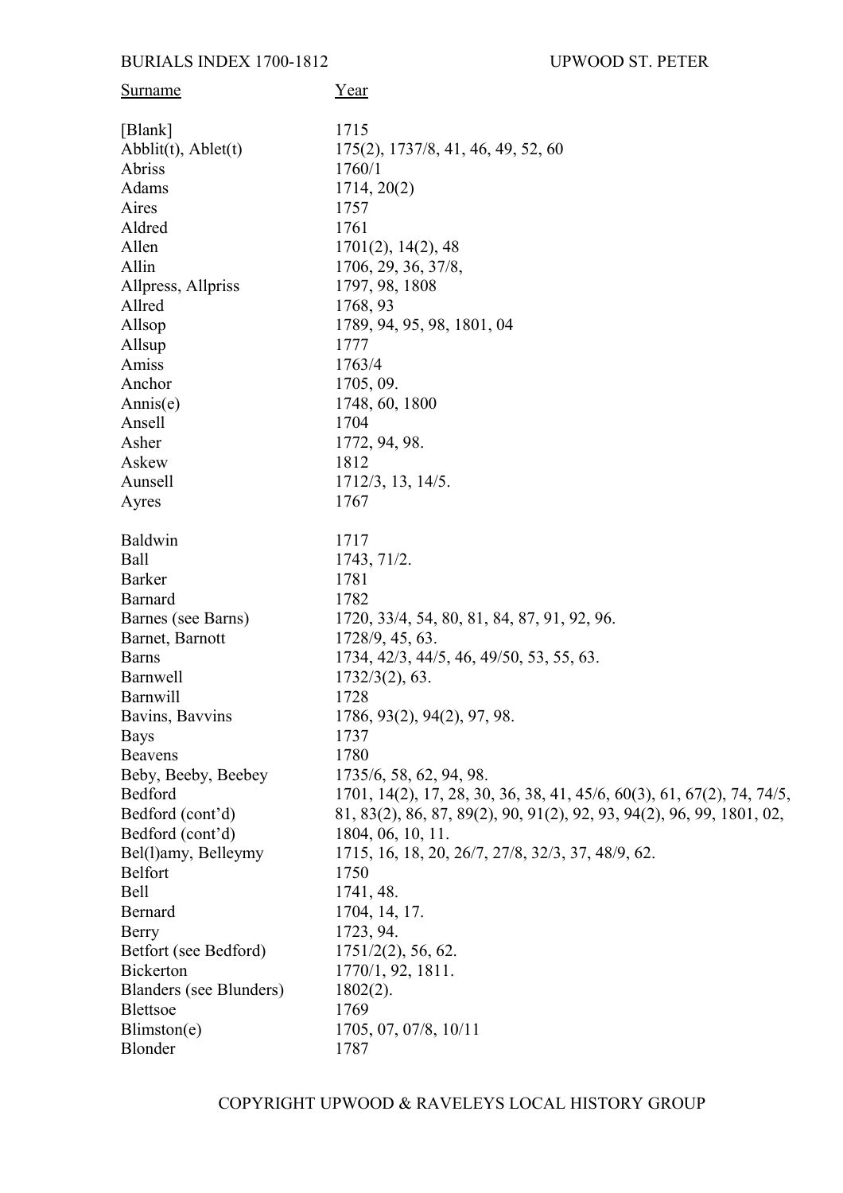| Surname | Year |
|---|---|
| [Blank] | 1715 |
| Abblit(t), Ablet(t) | 175(2), 1737/8, 41, 46, 49, 52, 60 |
| Abriss | 1760/1 |
| Adams | 1714, 20(2) |
| Aires | 1757 |
| Aldred | 1761 |
| Allen | 1701(2), 14(2), 48 |
| Allin | 1706, 29, 36, 37/8, |
| Allpress, Allpriss | 1797, 98, 1808 |
| Allred | 1768, 93 |
| Allsop | 1789, 94, 95, 98, 1801, 04 |
| Allsup | 1777 |
| Amiss | 1763/4 |
| Anchor | 1705, 09. |
| Annis(e) | 1748, 60, 1800 |
| Ansell | 1704 |
| Asher | 1772, 94, 98. |
| Askew | 1812 |
| Aunsell | 1712/3, 13, 14/5. |
| Ayres | 1767 |
| | |
| Baldwin | 1717 |
| Ball | 1743, 71/2. |
| Barker | 1781 |
| Barnard | 1782 |
| Barnes (see Barns) | 1720, 33/4, 54, 80, 81, 84, 87, 91, 92, 96. |
| Barnet, Barnott | 1728/9, 45, 63. |
| Barns | 1734, 42/3, 44/5, 46, 49/50, 53, 55, 63. |
| Barnwell | 1732/3(2), 63. |
| Barnwill | 1728 |
| Bavins, Bavvins | 1786, 93(2), 94(2), 97, 98. |
| Bays | 1737 |
| Beavens | 1780 |
| Beby, Beeby, Beebey | 1735/6, 58, 62, 94, 98. |
| Bedford | 1701, 14(2), 17, 28, 30, 36, 38, 41, 45/6, 60(3), 61, 67(2), 74, 74/5, |
| Bedford (cont'd) | 81, 83(2), 86, 87, 89(2), 90, 91(2), 92, 93, 94(2), 96, 99, 1801, 02, |
| Bedford (cont'd) | 1804, 06, 10, 11. |
| Bel(l)amy, Belleymy | 1715, 16, 18, 20, 26/7, 27/8, 32/3, 37, 48/9, 62. |
| Belfort | 1750 |
| Bell | 1741, 48. |
| Bernard | 1704, 14, 17. |
| Berry | 1723, 94. |
| Betfort (see Bedford) | 1751/2(2), 56, 62. |
| Bickerton | 1770/1, 92, 1811. |
| Blanders (see Blunders) | 1802(2). |
| Blettsoe | 1769 |
| Blimston(e) | 1705, 07, 07/8, 10/11 |
| Blonder | 1787 |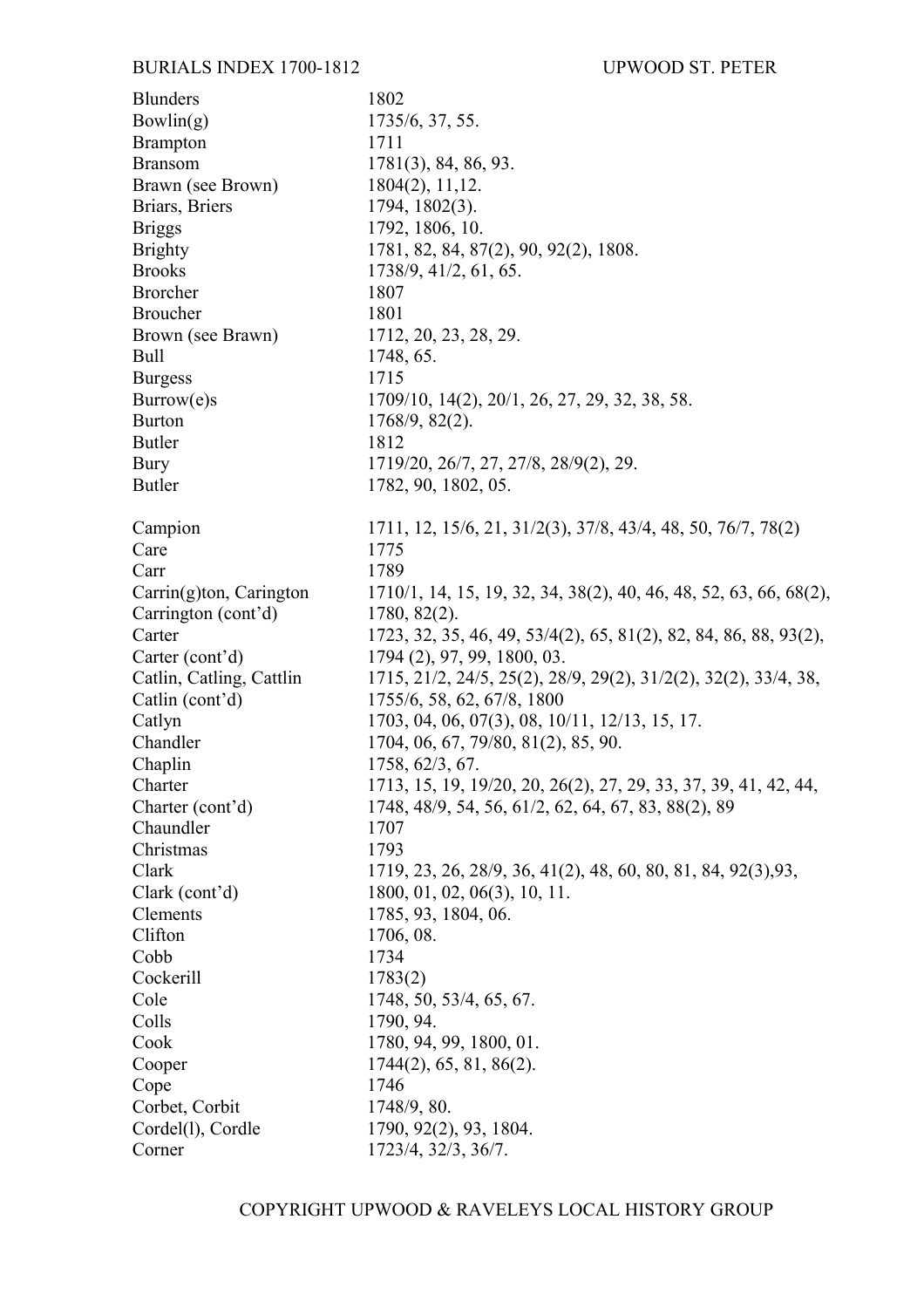| | |
|---|---|
| Blunders | 1802 |
| Bowlin(g) | 1735/6, 37, 55. |
| Brampton | 1711 |
| Bransom | 1781(3), 84, 86, 93. |
| Brawn (see Brown) | 1804(2), 11,12. |
| Briars, Briers | 1794, 1802(3). |
| Briggs | 1792, 1806, 10. |
| Brighty | 1781, 82, 84, 87(2), 90, 92(2), 1808. |
| Brooks | 1738/9, 41/2, 61, 65. |
| Brorcher | 1807 |
| Broucher | 1801 |
| Brown (see Brawn) | 1712, 20, 23, 28, 29. |
| Bull | 1748, 65. |
| Burgess | 1715 |
| Burrow(e)s | 1709/10, 14(2), 20/1, 26, 27, 29, 32, 38, 58. |
| Burton | 1768/9, 82(2). |
| Butler | 1812 |
| Bury | 1719/20, 26/7, 27, 27/8, 28/9(2), 29. |
| Butler | 1782, 90, 1802, 05. |
| | |
| Campion | 1711, 12, 15/6, 21, 31/2(3), 37/8, 43/4, 48, 50, 76/7, 78(2) |
| Care | 1775 |
| Carr | 1789 |
| Carrin(g)ton, Carington | 1710/1, 14, 15, 19, 32, 34, 38(2), 40, 46, 48, 52, 63, 66, 68(2), |
| Carrington (cont'd) | 1780, 82(2). |
| Carter | 1723, 32, 35, 46, 49, 53/4(2), 65, 81(2), 82, 84, 86, 88, 93(2), |
| Carter (cont'd) | 1794 (2), 97, 99, 1800, 03. |
| Catlin, Catling, Cattlin | 1715, 21/2, 24/5, 25(2), 28/9, 29(2), 31/2(2), 32(2), 33/4, 38, |
| Catlin (cont'd) | 1755/6, 58, 62, 67/8, 1800 |
| Catlyn | 1703, 04, 06, 07(3), 08, 10/11, 12/13, 15, 17. |
| Chandler | 1704, 06, 67, 79/80, 81(2), 85, 90. |
| Chaplin | 1758, 62/3, 67. |
| Charter | 1713, 15, 19, 19/20, 20, 26(2), 27, 29, 33, 37, 39, 41, 42, 44, |
| Charter (cont'd) | 1748, 48/9, 54, 56, 61/2, 62, 64, 67, 83, 88(2), 89 |
| Chaundler | 1707 |
| Christmas | 1793 |
| Clark | 1719, 23, 26, 28/9, 36, 41(2), 48, 60, 80, 81, 84, 92(3),93, |
| Clark (cont'd) | 1800, 01, 02, 06(3), 10, 11. |
| Clements | 1785, 93, 1804, 06. |
| Clifton | 1706, 08. |
| Cobb | 1734 |
| Cockerill | 1783(2) |
| Cole | 1748, 50, 53/4, 65, 67. |
| Colls | 1790, 94. |
| Cook | 1780, 94, 99, 1800, 01. |
| Cooper | 1744(2), 65, 81, 86(2). |
| Cope | 1746 |
| Corbet, Corbit | 1748/9, 80. |
| Cordel(l), Cordle | 1790, 92(2), 93, 1804. |
| Corner | 1723/4, 32/3, 36/7. |

COPYRIGHT UPWOOD & RAVELEYS LOCAL HISTORY GROUP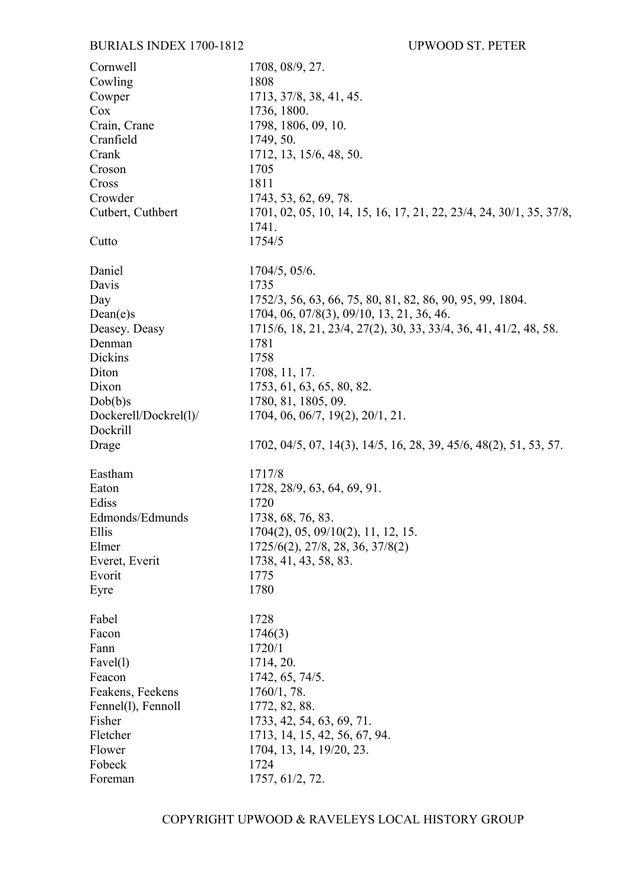| Surname | Years |
|---|---|
| Cornwell | 1708, 08/9, 27. |
| Cowling | 1808 |
| Cowper | 1713, 37/8, 38, 41, 45. |
| Cox | 1736, 1800. |
| Crain, Crane | 1798, 1806, 09, 10. |
| Cranfield | 1749, 50. |
| Crank | 1712, 13, 15/6, 48, 50. |
| Croson | 1705 |
| Cross | 1811 |
| Crowder | 1743, 53, 62, 69, 78. |
| Cutbert, Cuthbert | 1701, 02, 05, 10, 14, 15, 16, 17, 21, 22, 23/4, 24, 30/1, 35, 37/8, 1741. |
| Cutto | 1754/5 |
| | |
| Daniel | 1704/5, 05/6. |
| Davis | 1735 |
| Day | 1752/3, 56, 63, 66, 75, 80, 81, 82, 86, 90, 95, 99, 1804. |
| Dean(e)s | 1704, 06, 07/8(3), 09/10, 13, 21, 36, 46. |
| Deasey. Deasy | 1715/6, 18, 21, 23/4, 27(2), 30, 33, 33/4, 36, 41, 41/2, 48, 58. |
| Denman | 1781 |
| Dickins | 1758 |
| Diton | 1708, 11, 17. |
| Dixon | 1753, 61, 63, 65, 80, 82. |
| Dob(b)s | 1780, 81, 1805, 09. |
| Dockerell/Dockrel(l)/ Dockrill | 1704, 06, 06/7, 19(2), 20/1, 21. |
| Drage | 1702, 04/5, 07, 14(3), 14/5, 16, 28, 39, 45/6, 48(2), 51, 53, 57. |
| | |
| Eastham | 1717/8 |
| Eaton | 1728, 28/9, 63, 64, 69, 91. |
| Ediss | 1720 |
| Edmonds/Edmunds | 1738, 68, 76, 83. |
| Ellis | 1704(2), 05, 09/10(2), 11, 12, 15. |
| Elmer | 1725/6(2), 27/8, 28, 36, 37/8(2) |
| Everet, Everit | 1738, 41, 43, 58, 83. |
| Evorit | 1775 |
| Eyre | 1780 |
| | |
| Fabel | 1728 |
| Facon | 1746(3) |
| Fann | 1720/1 |
| Favel(l) | 1714, 20. |
| Feacon | 1742, 65, 74/5. |
| Feakens, Feekens | 1760/1, 78. |
| Fennel(l), Fennoll | 1772, 82, 88. |
| Fisher | 1733, 42, 54, 63, 69, 71. |
| Fletcher | 1713, 14, 15, 42, 56, 67, 94. |
| Flower | 1704, 13, 14, 19/20, 23. |
| Fobeck | 1724 |
| Foreman | 1757, 61/2, 72. |

COPYRIGHT UPWOOD & RAVELEYS LOCAL HISTORY GROUP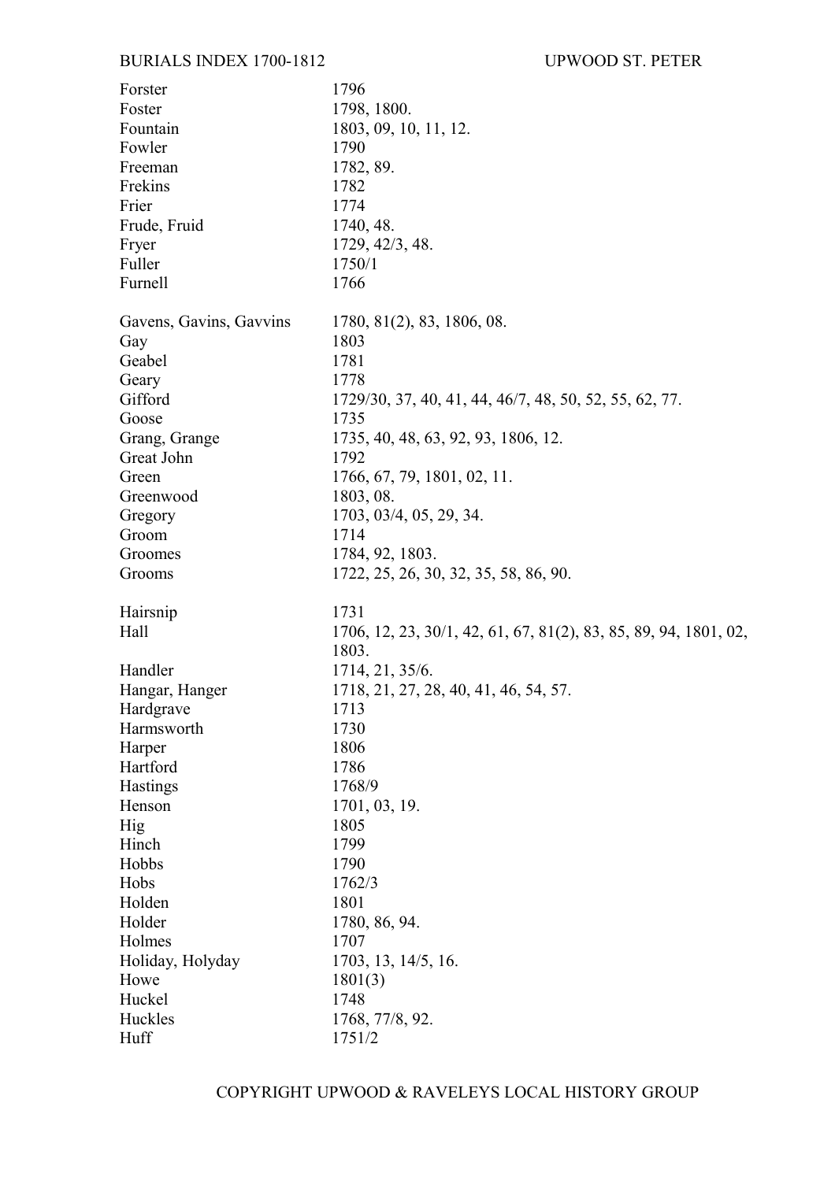| | |
|---|---|
| Forster | 1796 |
| Foster | 1798, 1800. |
| Fountain | 1803, 09, 10, 11, 12. |
| Fowler | 1790 |
| Freeman | 1782, 89. |
| Frekins | 1782 |
| Frier | 1774 |
| Frude, Fruid | 1740, 48. |
| Fryer | 1729, 42/3, 48. |
| Fuller | 1750/1 |
| Furnell | 1766 |
| | |
| Gavens, Gavins, Gavvins | 1780, 81(2), 83, 1806, 08. |
| Gay | 1803 |
| Geabel | 1781 |
| Geary | 1778 |
| Gifford | 1729/30, 37, 40, 41, 44, 46/7, 48, 50, 52, 55, 62, 77. |
| Goose | 1735 |
| Grang, Grange | 1735, 40, 48, 63, 92, 93, 1806, 12. |
| Great John | 1792 |
| Green | 1766, 67, 79, 1801, 02, 11. |
| Greenwood | 1803, 08. |
| Gregory | 1703, 03/4, 05, 29, 34. |
| Groom | 1714 |
| Groomes | 1784, 92, 1803. |
| Grooms | 1722, 25, 26, 30, 32, 35, 58, 86, 90. |
| | |
| Hairsnip | 1731 |
| Hall | 1706, 12, 23, 30/1, 42, 61, 67, 81(2), 83, 85, 89, 94, 1801, 02, 1803. |
| Handler | 1714, 21, 35/6. |
| Hangar, Hanger | 1718, 21, 27, 28, 40, 41, 46, 54, 57. |
| Hardgrave | 1713 |
| Harmsworth | 1730 |
| Harper | 1806 |
| Hartford | 1786 |
| Hastings | 1768/9 |
| Henson | 1701, 03, 19. |
| Hig | 1805 |
| Hinch | 1799 |
| Hobbs | 1790 |
| Hobs | 1762/3 |
| Holden | 1801 |
| Holder | 1780, 86, 94. |
| Holmes | 1707 |
| Holiday, Holyday | 1703, 13, 14/5, 16. |
| Howe | 1801(3) |
| Huckel | 1748 |
| Huckles | 1768, 77/8, 92. |
| Huff | 1751/2 |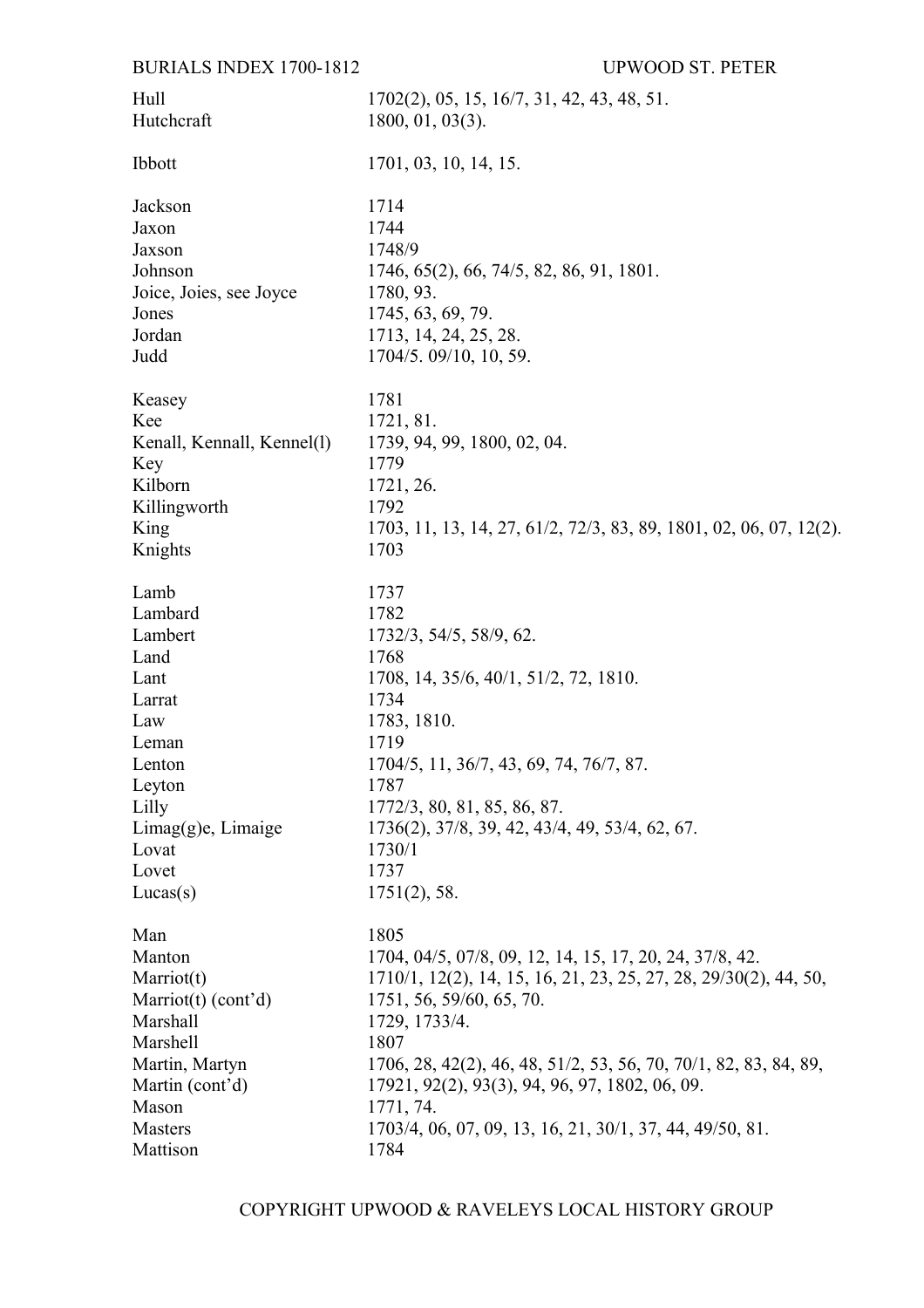| Surname | Years |
|---|---|
| Hull | 1702(2), 05, 15, 16/7, 31, 42, 43, 48, 51. |
| Hutchcraft | 1800, 01, 03(3). |
| | |
| Ibbott | 1701, 03, 10, 14, 15. |
| | |
| Jackson | 1714 |
| Jaxon | 1744 |
| Jaxson | 1748/9 |
| Johnson | 1746, 65(2), 66, 74/5, 82, 86, 91, 1801. |
| Joice, Joies, see Joyce | 1780, 93. |
| Jones | 1745, 63, 69, 79. |
| Jordan | 1713, 14, 24, 25, 28. |
| Judd | 1704/5. 09/10, 10, 59. |
| | |
| Keasey | 1781 |
| Kee | 1721, 81. |
| Kenall, Kennall, Kennel(l) | 1739, 94, 99, 1800, 02, 04. |
| Key | 1779 |
| Kilborn | 1721, 26. |
| Killingworth | 1792 |
| King | 1703, 11, 13, 14, 27, 61/2, 72/3, 83, 89, 1801, 02, 06, 07, 12(2). |
| Knights | 1703 |
| | |
| Lamb | 1737 |
| Lambard | 1782 |
| Lambert | 1732/3, 54/5, 58/9, 62. |
| Land | 1768 |
| Lant | 1708, 14, 35/6, 40/1, 51/2, 72, 1810. |
| Larrat | 1734 |
| Law | 1783, 1810. |
| Leman | 1719 |
| Lenton | 1704/5, 11, 36/7, 43, 69, 74, 76/7, 87. |
| Leyton | 1787 |
| Lilly | 1772/3, 80, 81, 85, 86, 87. |
| Limag(g)e, Limaige | 1736(2), 37/8, 39, 42, 43/4, 49, 53/4, 62, 67. |
| Lovat | 1730/1 |
| Lovet | 1737 |
| Lucas(s) | 1751(2), 58. |
| | |
| Man | 1805 |
| Manton | 1704, 04/5, 07/8, 09, 12, 14, 15, 17, 20, 24, 37/8, 42. |
| Marriot(t) | 1710/1, 12(2), 14, 15, 16, 21, 23, 25, 27, 28, 29/30(2), 44, 50, |
| Marriot(t) (cont'd) | 1751, 56, 59/60, 65, 70. |
| Marshall | 1729, 1733/4. |
| Marshell | 1807 |
| Martin, Martyn | 1706, 28, 42(2), 46, 48, 51/2, 53, 56, 70, 70/1, 82, 83, 84, 89, |
| Martin (cont'd) | 17921, 92(2), 93(3), 94, 96, 97, 1802, 06, 09. |
| Mason | 1771, 74. |
| Masters | 1703/4, 06, 07, 09, 13, 16, 21, 30/1, 37, 44, 49/50, 81. |
| Mattison | 1784 |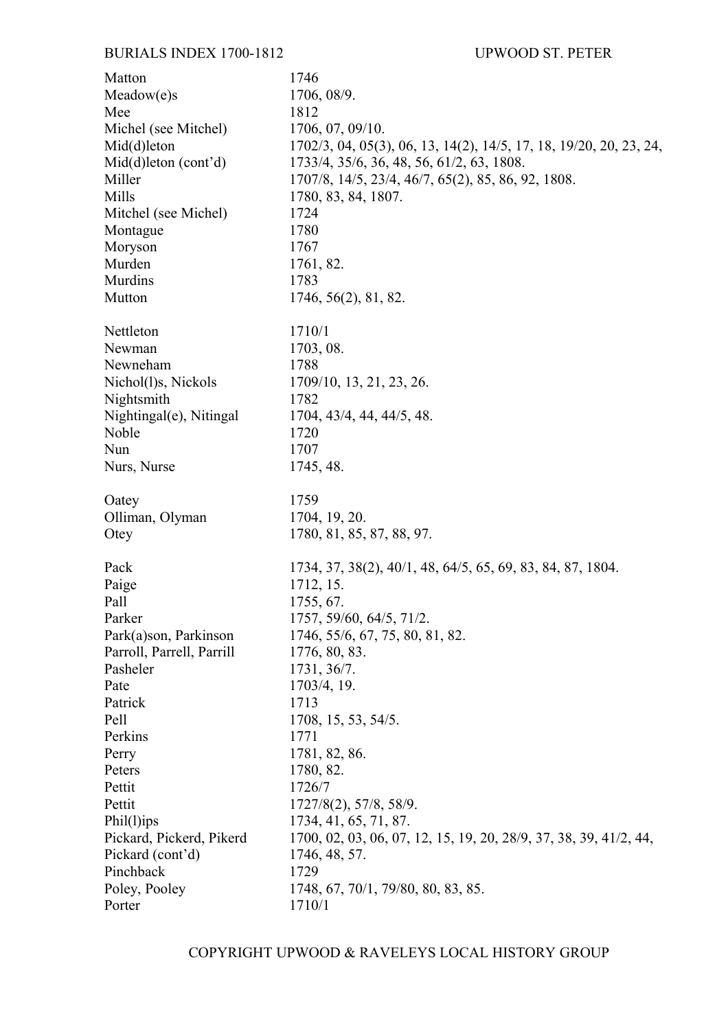| Surname | Years |
|---|---|
| Matton | 1746 |
| Meadow(e)s | 1706, 08/9. |
| Mee | 1812 |
| Michel (see Mitchel) | 1706, 07, 09/10. |
| Mid(d)leton | 1702/3, 04, 05(3), 06, 13, 14(2), 14/5, 17, 18, 19/20, 20, 23, 24, |
| Mid(d)leton (cont'd) | 1733/4, 35/6, 36, 48, 56, 61/2, 63, 1808. |
| Miller | 1707/8, 14/5, 23/4, 46/7, 65(2), 85, 86, 92, 1808. |
| Mills | 1780, 83, 84, 1807. |
| Mitchel (see Michel) | 1724 |
| Montague | 1780 |
| Moryson | 1767 |
| Murden | 1761, 82. |
| Murdins | 1783 |
| Mutton | 1746, 56(2), 81, 82. |
| | |
| Nettleton | 1710/1 |
| Newman | 1703, 08. |
| Newneham | 1788 |
| Nichol(l)s, Nickols | 1709/10, 13, 21, 23, 26. |
| Nightsmith | 1782 |
| Nightingal(e), Nitingal | 1704, 43/4, 44, 44/5, 48. |
| Noble | 1720 |
| Nun | 1707 |
| Nurs, Nurse | 1745, 48. |
| | |
| Oatey | 1759 |
| Olliman, Olyman | 1704, 19, 20. |
| Otey | 1780, 81, 85, 87, 88, 97. |
| | |
| Pack | 1734, 37, 38(2), 40/1, 48, 64/5, 65, 69, 83, 84, 87, 1804. |
| Paige | 1712, 15. |
| Pall | 1755, 67. |
| Parker | 1757, 59/60, 64/5, 71/2. |
| Park(a)son, Parkinson | 1746, 55/6, 67, 75, 80, 81, 82. |
| Parroll, Parrell, Parrill | 1776, 80, 83. |
| Pasheler | 1731, 36/7. |
| Pate | 1703/4, 19. |
| Patrick | 1713 |
| Pell | 1708, 15, 53, 54/5. |
| Perkins | 1771 |
| Perry | 1781, 82, 86. |
| Peters | 1780, 82. |
| Pettit | 1726/7 |
| Pettit | 1727/8(2), 57/8, 58/9. |
| Phil(l)ips | 1734, 41, 65, 71, 87. |
| Pickard, Pickerd, Pikerd | 1700, 02, 03, 06, 07, 12, 15, 19, 20, 28/9, 37, 38, 39, 41/2, 44, |
| Pickard (cont'd) | 1746, 48, 57. |
| Pinchback | 1729 |
| Poley, Pooley | 1748, 67, 70/1, 79/80, 80, 83, 85. |
| Porter | 1710/1 |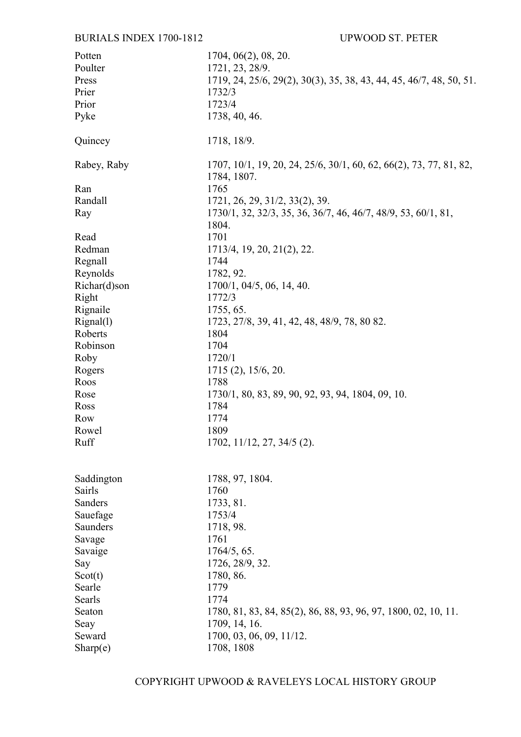| Surname | Years |
|---|---|
| Potten | 1704, 06(2), 08, 20. |
| Poulter | 1721, 23, 28/9. |
| Press | 1719, 24, 25/6, 29(2), 30(3), 35, 38, 43, 44, 45, 46/7, 48, 50, 51. |
| Prier | 1732/3 |
| Prior | 1723/4 |
| Pyke | 1738, 40, 46. |
| | |
| Quincey | 1718, 18/9. |
| | |
| Rabey, Raby | 1707, 10/1, 19, 20, 24, 25/6, 30/1, 60, 62, 66(2), 73, 77, 81, 82, 1784, 1807. |
| Ran | 1765 |
| Randall | 1721, 26, 29, 31/2, 33(2), 39. |
| Ray | 1730/1, 32, 32/3, 35, 36, 36/7, 46, 46/7, 48/9, 53, 60/1, 81, 1804. |
| Read | 1701 |
| Redman | 1713/4, 19, 20, 21(2), 22. |
| Regnall | 1744 |
| Reynolds | 1782, 92. |
| Richar(d)son | 1700/1, 04/5, 06, 14, 40. |
| Right | 1772/3 |
| Rignaile | 1755, 65. |
| Rignal(l) | 1723, 27/8, 39, 41, 42, 48, 48/9, 78, 80 82. |
| Roberts | 1804 |
| Robinson | 1704 |
| Roby | 1720/1 |
| Rogers | 1715 (2), 15/6, 20. |
| Roos | 1788 |
| Rose | 1730/1, 80, 83, 89, 90, 92, 93, 94, 1804, 09, 10. |
| Ross | 1784 |
| Row | 1774 |
| Rowel | 1809 |
| Ruff | 1702, 11/12, 27, 34/5 (2). |
| | |
| Saddington | 1788, 97, 1804. |
| Sairls | 1760 |
| Sanders | 1733, 81. |
| Sauefage | 1753/4 |
| Saunders | 1718, 98. |
| Savage | 1761 |
| Savaige | 1764/5, 65. |
| Say | 1726, 28/9, 32. |
| Scot(t) | 1780, 86. |
| Searle | 1779 |
| Searls | 1774 |
| Seaton | 1780, 81, 83, 84, 85(2), 86, 88, 93, 96, 97, 1800, 02, 10, 11. |
| Seay | 1709, 14, 16. |
| Seward | 1700, 03, 06, 09, 11/12. |
| Sharp(e) | 1708, 1808 |

COPYRIGHT UPWOOD & RAVELEYS LOCAL HISTORY GROUP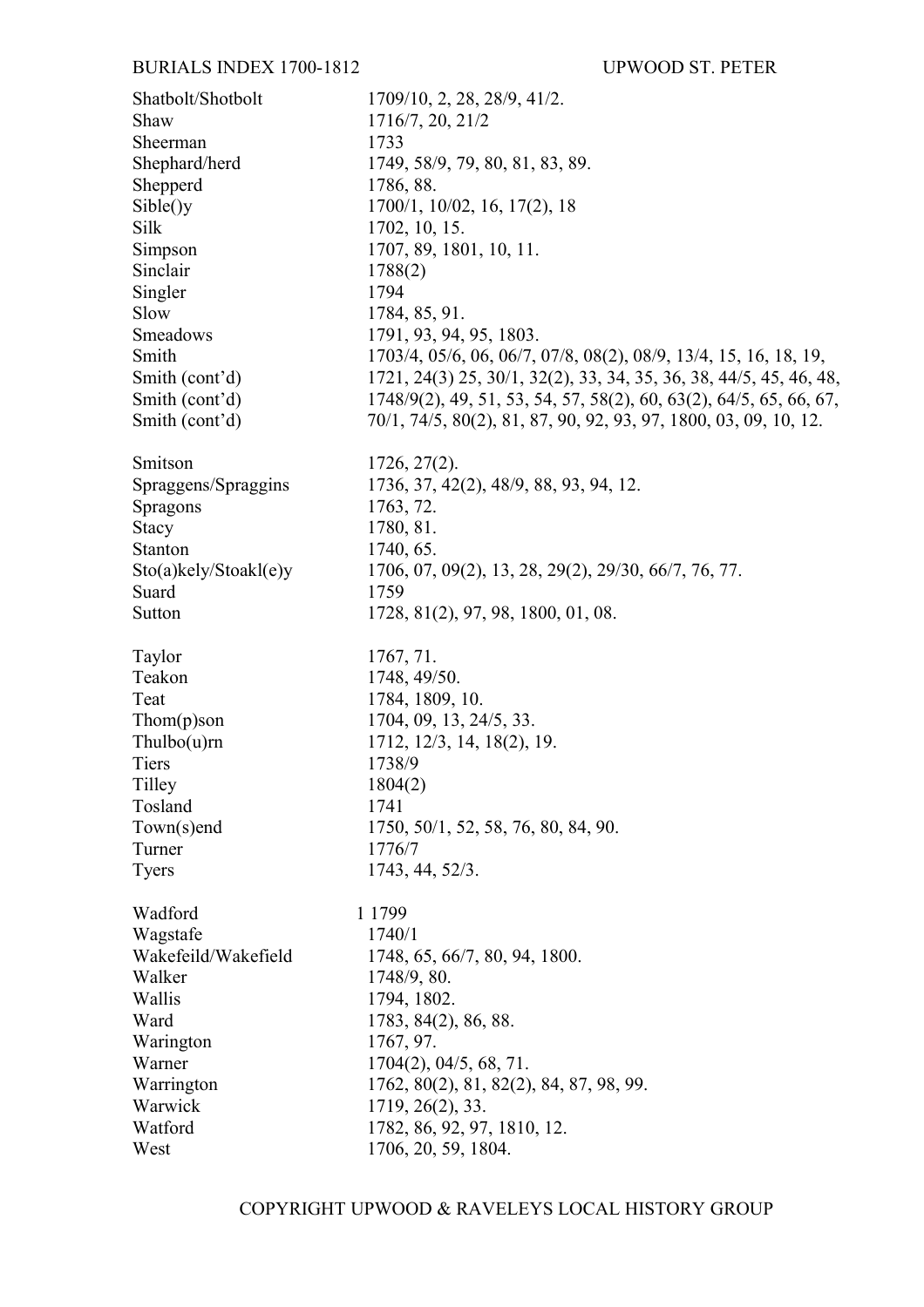| | |
|---|---|
| Shatbolt/Shotbolt | 1709/10, 2, 28, 28/9, 41/2. |
| Shaw | 1716/7, 20, 21/2 |
| Sheerman | 1733 |
| Shephard/herd | 1749, 58/9, 79, 80, 81, 83, 89. |
| Shepperd | 1786, 88. |
| Sible()y | 1700/1, 10/02, 16, 17(2), 18 |
| Silk | 1702, 10, 15. |
| Simpson | 1707, 89, 1801, 10, 11. |
| Sinclair | 1788(2) |
| Singler | 1794 |
| Slow | 1784, 85, 91. |
| Smeadows | 1791, 93, 94, 95, 1803. |
| Smith | 1703/4, 05/6, 06, 06/7, 07/8, 08(2), 08/9, 13/4, 15, 16, 18, 19, |
| Smith (cont'd) | 1721, 24(3) 25, 30/1, 32(2), 33, 34, 35, 36, 38, 44/5, 45, 46, 48, |
| Smith (cont'd) | 1748/9(2), 49, 51, 53, 54, 57, 58(2), 60, 63(2), 64/5, 65, 66, 67, |
| Smith (cont'd) | 70/1, 74/5, 80(2), 81, 87, 90, 92, 93, 97, 1800, 03, 09, 10, 12. |
| Smitson | 1726, 27(2). |
| Spraggens/Spraggins | 1736, 37, 42(2), 48/9, 88, 93, 94, 12. |
| Spragons | 1763, 72. |
| Stacy | 1780, 81. |
| Stanton | 1740, 65. |
| Sto(a)kely/Stoakl(e)y | 1706, 07, 09(2), 13, 28, 29(2), 29/30, 66/7, 76, 77. |
| Suard | 1759 |
| Sutton | 1728, 81(2), 97, 98, 1800, 01, 08. |
| Taylor | 1767, 71. |
| Teakon | 1748, 49/50. |
| Teat | 1784, 1809, 10. |
| Thom(p)son | 1704, 09, 13, 24/5, 33. |
| Thulbo(u)rn | 1712, 12/3, 14, 18(2), 19. |
| Tiers | 1738/9 |
| Tilley | 1804(2) |
| Tosland | 1741 |
| Town(s)end | 1750, 50/1, 52, 58, 76, 80, 84, 90. |
| Turner | 1776/7 |
| Tyers | 1743, 44, 52/3. |
| Wadford | 1 1799 |
| Wagstafe | 1740/1 |
| Wakefeild/Wakefield | 1748, 65, 66/7, 80, 94, 1800. |
| Walker | 1748/9, 80. |
| Wallis | 1794, 1802. |
| Ward | 1783, 84(2), 86, 88. |
| Warington | 1767, 97. |
| Warner | 1704(2), 04/5, 68, 71. |
| Warrington | 1762, 80(2), 81, 82(2), 84, 87, 98, 99. |
| Warwick | 1719, 26(2), 33. |
| Watford | 1782, 86, 92, 97, 1810, 12. |
| West | 1706, 20, 59, 1804. |

COPYRIGHT UPWOOD & RAVELEYS LOCAL HISTORY GROUP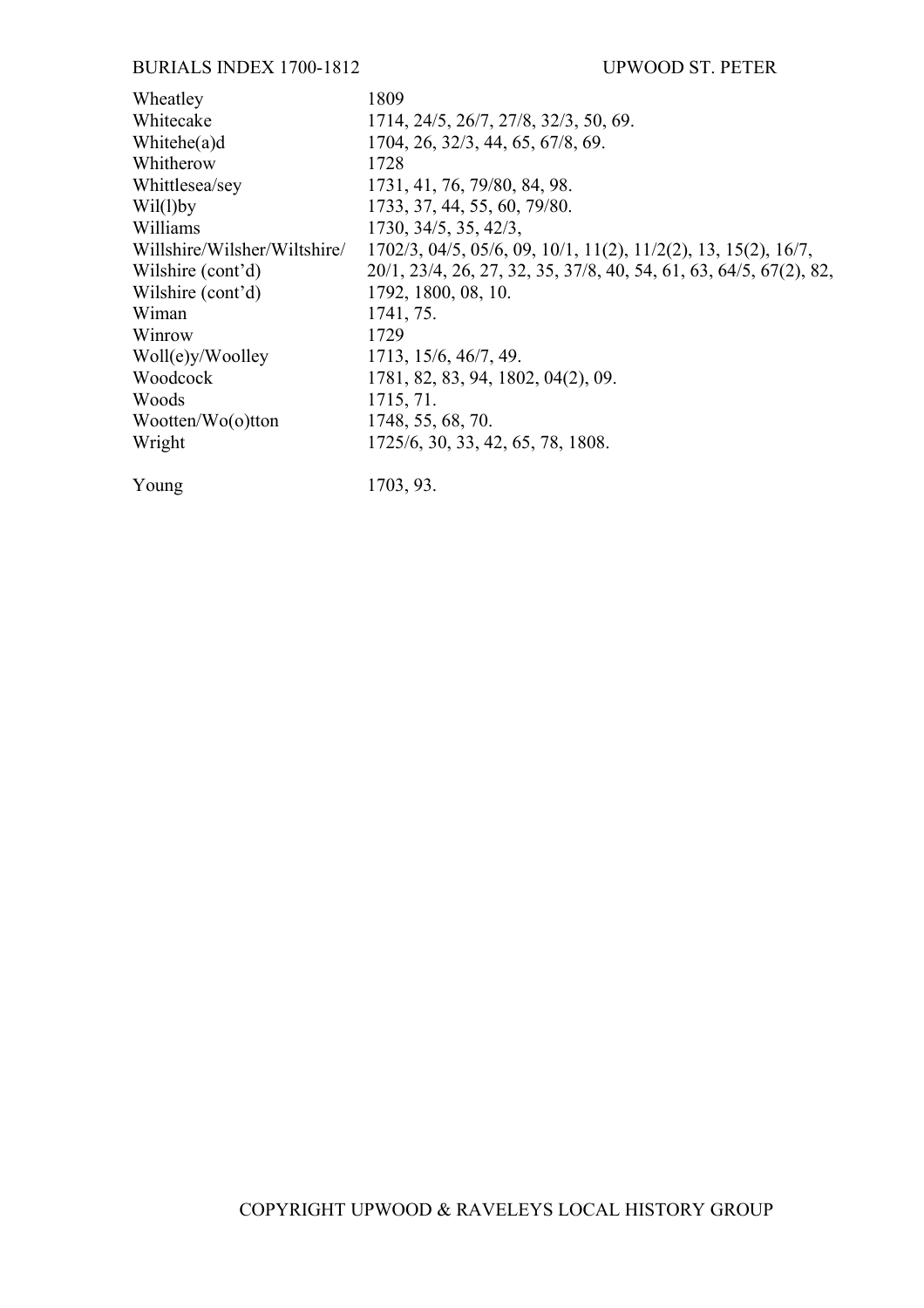| | |
|---|---|
| Wheatley | 1809 |
| Whitecake | 1714, 24/5, 26/7, 27/8, 32/3, 50, 69. |
| Whitehe(a)d | 1704, 26, 32/3, 44, 65, 67/8, 69. |
| Whitherow | 1728 |
| Whittlesea/sey | 1731, 41, 76, 79/80, 84, 98. |
| Wil(l)by | 1733, 37, 44, 55, 60, 79/80. |
| Williams | 1730, 34/5, 35, 42/3, |
| Willshire/Wilsher/Wiltshire/ | 1702/3, 04/5, 05/6, 09, 10/1, 11(2), 11/2(2), 13, 15(2), 16/7, |
| Wilshire (cont'd) | 20/1, 23/4, 26, 27, 32, 35, 37/8, 40, 54, 61, 63, 64/5, 67(2), 82, |
| Wilshire (cont'd) | 1792, 1800, 08, 10. |
| Wiman | 1741, 75. |
| Winrow | 1729 |
| Woll(e)y/Woolley | 1713, 15/6, 46/7, 49. |
| Woodcock | 1781, 82, 83, 94, 1802, 04(2), 09. |
| Woods | 1715, 71. |
| Wootten/Wo(o)tton | 1748, 55, 68, 70. |
| Wright | 1725/6, 30, 33, 42, 65, 78, 1808. |
| | |
| Young | 1703, 93. |

COPYRIGHT UPWOOD & RAVELEYS LOCAL HISTORY GROUP